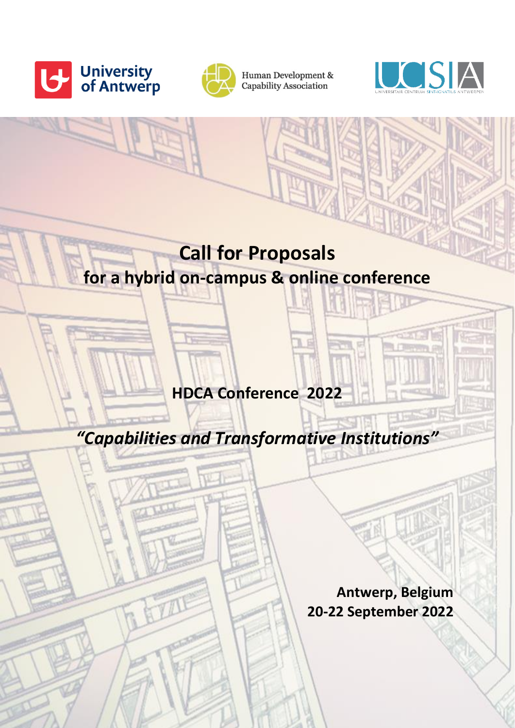University of Antwerp

Human Development & Capability Association

UCSIA

UNIVERSITAIR CENTRUM SINT-IGNATIUS ANTWERPEN

# Call for Proposals
## for a hybrid on-campus & online conference

**HDCA Conference 2022**

***"Capabilities and Transformative Institutions"***

**Antwerp, Belgium**
**20-22 September 2022**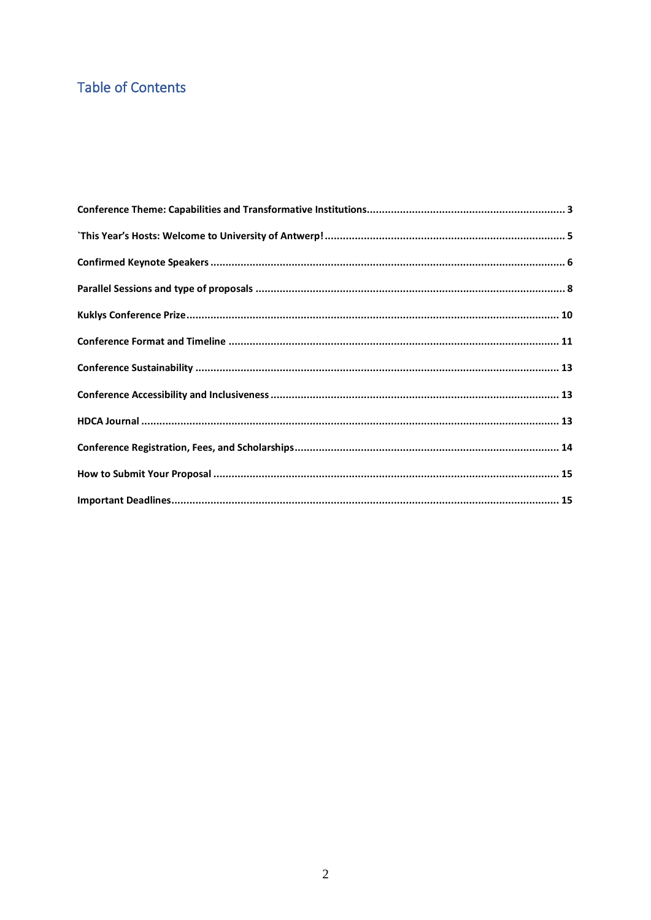## Table of Contents

**Conference Theme: Capabilities and Transformative Institutions** ..... 3

**`This Year's Hosts: Welcome to University of Antwerp!** ..... 5

**Confirmed Keynote Speakers** ..... 6

**Parallel Sessions and type of proposals** ..... 8

**Kuklys Conference Prize** ..... 10

**Conference Format and Timeline** ..... 11

**Conference Sustainability** ..... 13

**Conference Accessibility and Inclusiveness** ..... 13

**HDCA Journal** ..... 13

**Conference Registration, Fees, and Scholarships** ..... 14

**How to Submit Your Proposal** ..... 15

**Important Deadlines** ..... 15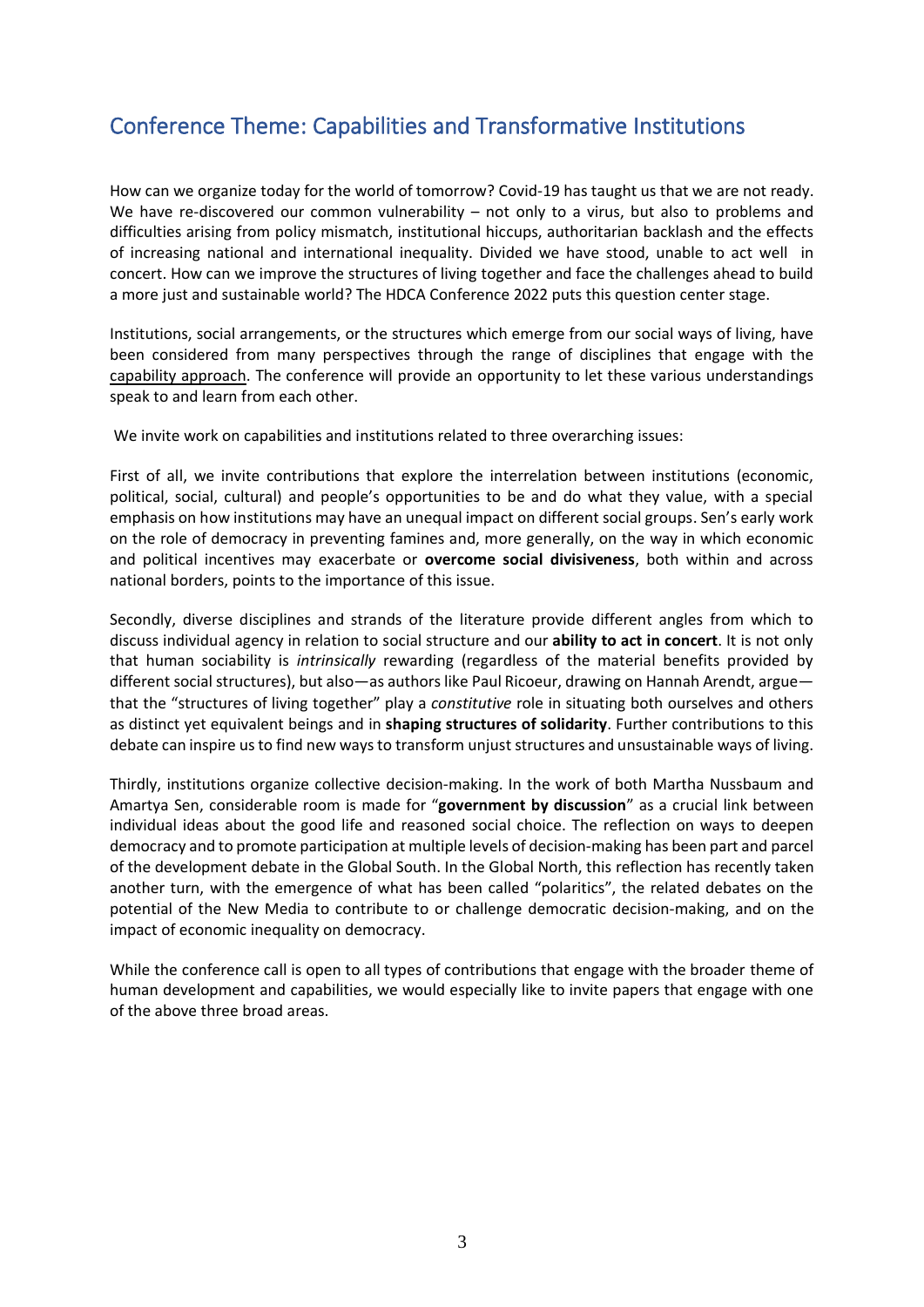## Conference Theme: Capabilities and Transformative Institutions

How can we organize today for the world of tomorrow? Covid-19 has taught us that we are not ready. We have re-discovered our common vulnerability – not only to a virus, but also to problems and difficulties arising from policy mismatch, institutional hiccups, authoritarian backlash and the effects of increasing national and international inequality. Divided we have stood, unable to act well in concert. How can we improve the structures of living together and face the challenges ahead to build a more just and sustainable world? The HDCA Conference 2022 puts this question center stage.

Institutions, social arrangements, or the structures which emerge from our social ways of living, have been considered from many perspectives through the range of disciplines that engage with the capability approach. The conference will provide an opportunity to let these various understandings speak to and learn from each other.

We invite work on capabilities and institutions related to three overarching issues:

First of all, we invite contributions that explore the interrelation between institutions (economic, political, social, cultural) and people's opportunities to be and do what they value, with a special emphasis on how institutions may have an unequal impact on different social groups. Sen's early work on the role of democracy in preventing famines and, more generally, on the way in which economic and political incentives may exacerbate or **overcome social divisiveness**, both within and across national borders, points to the importance of this issue.

Secondly, diverse disciplines and strands of the literature provide different angles from which to discuss individual agency in relation to social structure and our **ability to act in concert**. It is not only that human sociability is *intrinsically* rewarding (regardless of the material benefits provided by different social structures), but also—as authors like Paul Ricoeur, drawing on Hannah Arendt, argue—that the "structures of living together" play a *constitutive* role in situating both ourselves and others as distinct yet equivalent beings and in **shaping structures of solidarity**. Further contributions to this debate can inspire us to find new ways to transform unjust structures and unsustainable ways of living.

Thirdly, institutions organize collective decision-making. In the work of both Martha Nussbaum and Amartya Sen, considerable room is made for "**government by discussion**" as a crucial link between individual ideas about the good life and reasoned social choice. The reflection on ways to deepen democracy and to promote participation at multiple levels of decision-making has been part and parcel of the development debate in the Global South. In the Global North, this reflection has recently taken another turn, with the emergence of what has been called "polaritics", the related debates on the potential of the New Media to contribute to or challenge democratic decision-making, and on the impact of economic inequality on democracy.

While the conference call is open to all types of contributions that engage with the broader theme of human development and capabilities, we would especially like to invite papers that engage with one of the above three broad areas.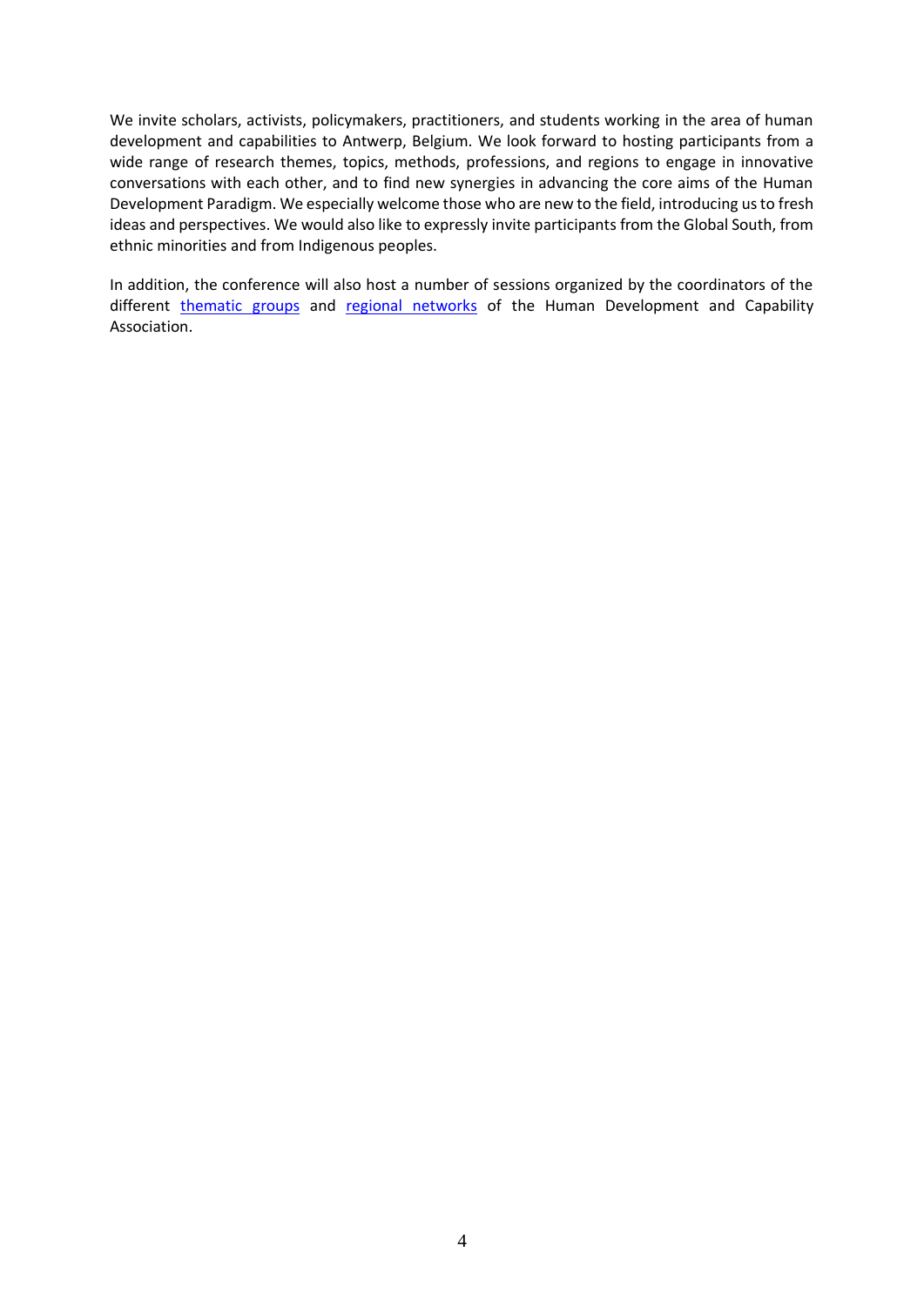We invite scholars, activists, policymakers, practitioners, and students working in the area of human development and capabilities to Antwerp, Belgium. We look forward to hosting participants from a wide range of research themes, topics, methods, professions, and regions to engage in innovative conversations with each other, and to find new synergies in advancing the core aims of the Human Development Paradigm. We especially welcome those who are new to the field, introducing us to fresh ideas and perspectives. We would also like to expressly invite participants from the Global South, from ethnic minorities and from Indigenous peoples.

In addition, the conference will also host a number of sessions organized by the coordinators of the different thematic groups and regional networks of the Human Development and Capability Association.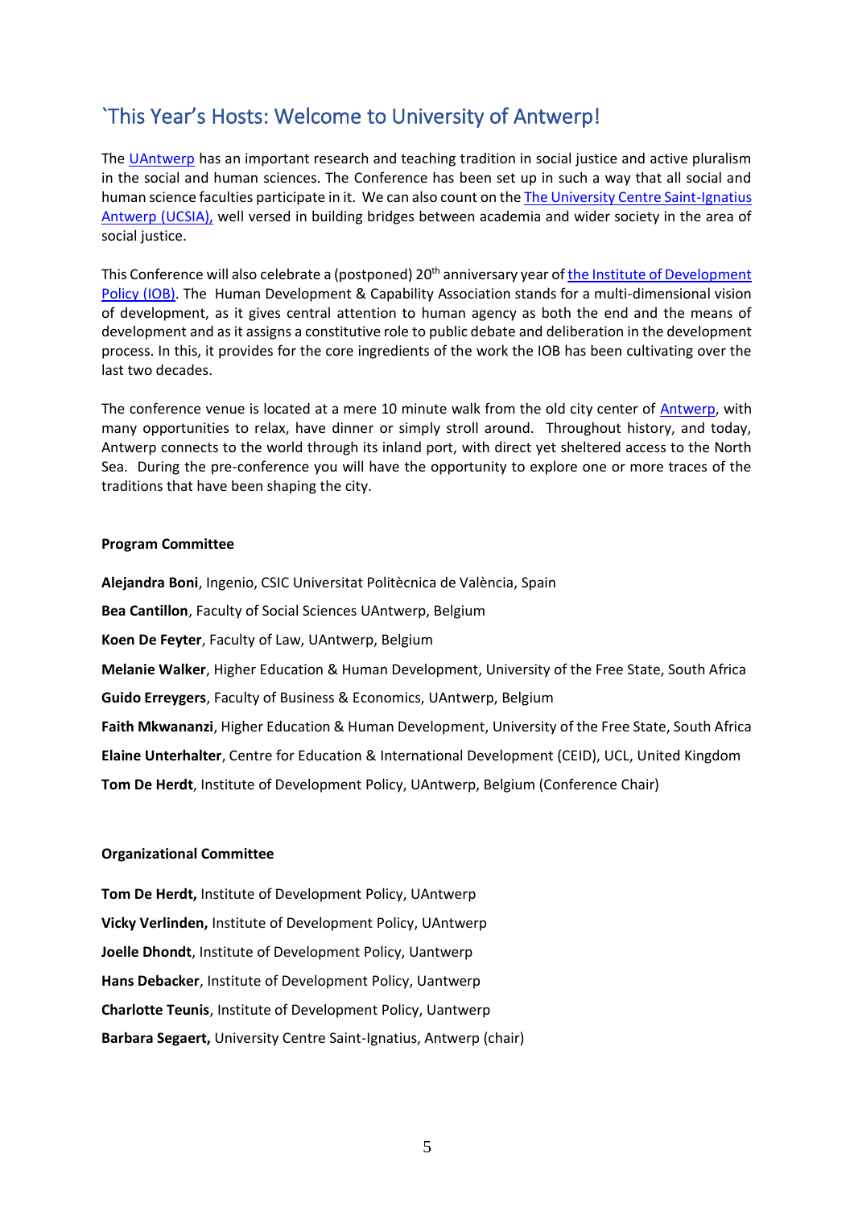## `This Year's Hosts: Welcome to University of Antwerp!

The UAntwerp has an important research and teaching tradition in social justice and active pluralism in the social and human sciences. The Conference has been set up in such a way that all social and human science faculties participate in it. We can also count on the The University Centre Saint-Ignatius Antwerp (UCSIA), well versed in building bridges between academia and wider society in the area of social justice.

This Conference will also celebrate a (postponed) 20th anniversary year of the Institute of Development Policy (IOB). The Human Development & Capability Association stands for a multi-dimensional vision of development, as it gives central attention to human agency as both the end and the means of development and as it assigns a constitutive role to public debate and deliberation in the development process. In this, it provides for the core ingredients of the work the IOB has been cultivating over the last two decades.

The conference venue is located at a mere 10 minute walk from the old city center of Antwerp, with many opportunities to relax, have dinner or simply stroll around. Throughout history, and today, Antwerp connects to the world through its inland port, with direct yet sheltered access to the North Sea. During the pre-conference you will have the opportunity to explore one or more traces of the traditions that have been shaping the city.

**Program Committee**

**Alejandra Boni**, Ingenio, CSIC Universitat Politècnica de València, Spain

**Bea Cantillon**, Faculty of Social Sciences UAntwerp, Belgium

**Koen De Feyter**, Faculty of Law, UAntwerp, Belgium

**Melanie Walker**, Higher Education & Human Development, University of the Free State, South Africa

**Guido Erreygers**, Faculty of Business & Economics, UAntwerp, Belgium

**Faith Mkwananzi**, Higher Education & Human Development, University of the Free State, South Africa

**Elaine Unterhalter**, Centre for Education & International Development (CEID), UCL, United Kingdom

**Tom De Herdt**, Institute of Development Policy, UAntwerp, Belgium (Conference Chair)

**Organizational Committee**

**Tom De Herdt,** Institute of Development Policy, UAntwerp

**Vicky Verlinden,** Institute of Development Policy, UAntwerp

**Joelle Dhondt**, Institute of Development Policy, Uantwerp

**Hans Debacker**, Institute of Development Policy, Uantwerp

**Charlotte Teunis**, Institute of Development Policy, Uantwerp

**Barbara Segaert,** University Centre Saint-Ignatius, Antwerp (chair)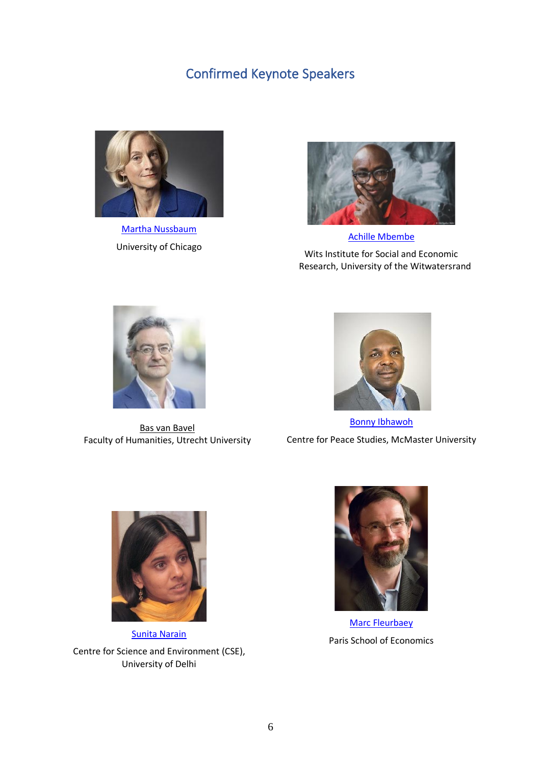## Confirmed Keynote Speakers

Martha Nussbaum

University of Chicago

Achille Mbembe

Wits Institute for Social and Economic Research, University of the Witwatersrand

Bas van Bavel

Faculty of Humanities, Utrecht University

Bonny Ibhawoh

Centre for Peace Studies, McMaster University

Sunita Narain

Centre for Science and Environment (CSE), University of Delhi

Marc Fleurbaey

Paris School of Economics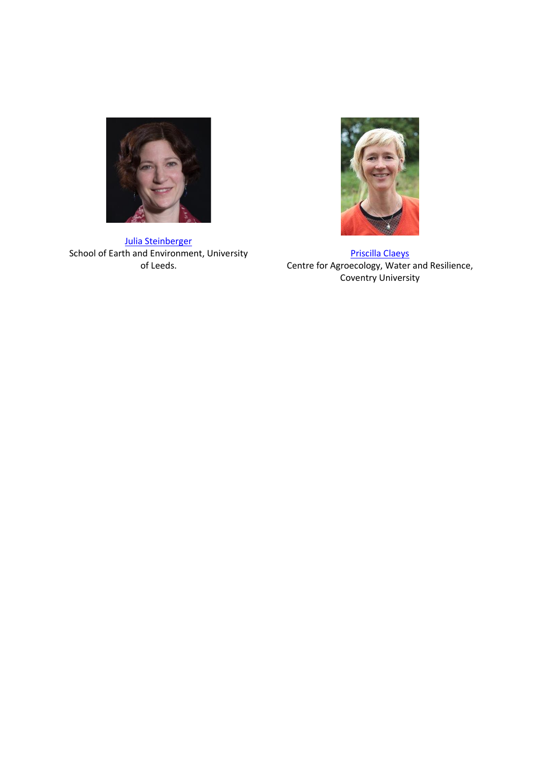[Julia Steinberger]
School of Earth and Environment, University of Leeds.

[Priscilla Claeys]
Centre for Agroecology, Water and Resilience, Coventry University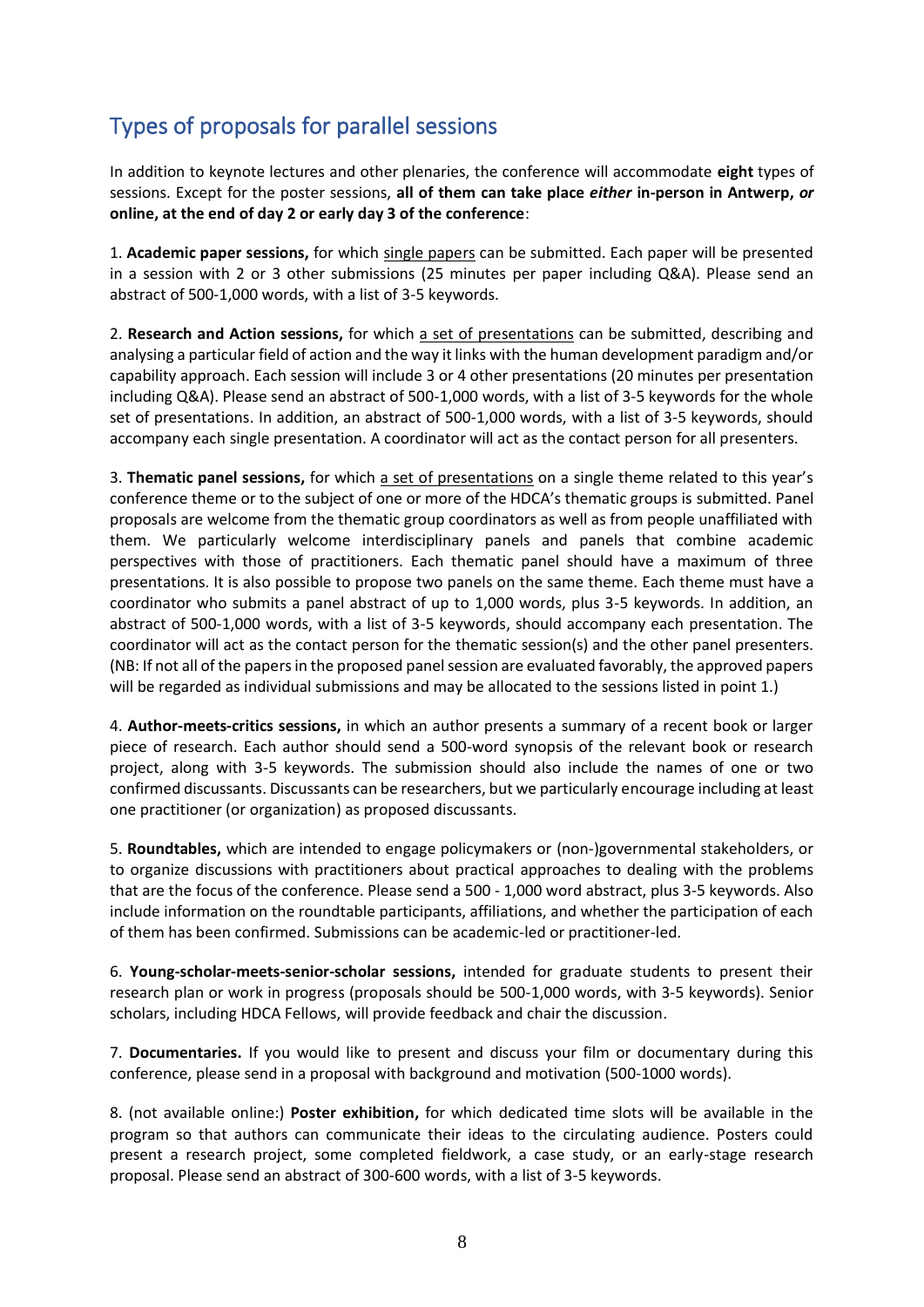## Types of proposals for parallel sessions

In addition to keynote lectures and other plenaries, the conference will accommodate **eight** types of sessions. Except for the poster sessions, **all of them can take place *either* in-person in Antwerp, *or* online, at the end of day 2 or early day 3 of the conference**:

1. **Academic paper sessions,** for which single papers can be submitted. Each paper will be presented in a session with 2 or 3 other submissions (25 minutes per paper including Q&A). Please send an abstract of 500-1,000 words, with a list of 3-5 keywords.

2. **Research and Action sessions,** for which a set of presentations can be submitted, describing and analysing a particular field of action and the way it links with the human development paradigm and/or capability approach. Each session will include 3 or 4 other presentations (20 minutes per presentation including Q&A). Please send an abstract of 500-1,000 words, with a list of 3-5 keywords for the whole set of presentations. In addition, an abstract of 500-1,000 words, with a list of 3-5 keywords, should accompany each single presentation. A coordinator will act as the contact person for all presenters.

3. **Thematic panel sessions,** for which a set of presentations on a single theme related to this year's conference theme or to the subject of one or more of the HDCA's thematic groups is submitted. Panel proposals are welcome from the thematic group coordinators as well as from people unaffiliated with them. We particularly welcome interdisciplinary panels and panels that combine academic perspectives with those of practitioners. Each thematic panel should have a maximum of three presentations. It is also possible to propose two panels on the same theme. Each theme must have a coordinator who submits a panel abstract of up to 1,000 words, plus 3-5 keywords. In addition, an abstract of 500-1,000 words, with a list of 3-5 keywords, should accompany each presentation. The coordinator will act as the contact person for the thematic session(s) and the other panel presenters. (NB: If not all of the papers in the proposed panel session are evaluated favorably, the approved papers will be regarded as individual submissions and may be allocated to the sessions listed in point 1.)

4. **Author-meets-critics sessions,** in which an author presents a summary of a recent book or larger piece of research. Each author should send a 500-word synopsis of the relevant book or research project, along with 3-5 keywords. The submission should also include the names of one or two confirmed discussants. Discussants can be researchers, but we particularly encourage including at least one practitioner (or organization) as proposed discussants.

5. **Roundtables,** which are intended to engage policymakers or (non-)governmental stakeholders, or to organize discussions with practitioners about practical approaches to dealing with the problems that are the focus of the conference. Please send a 500 - 1,000 word abstract, plus 3-5 keywords. Also include information on the roundtable participants, affiliations, and whether the participation of each of them has been confirmed. Submissions can be academic-led or practitioner-led.

6. **Young-scholar-meets-senior-scholar sessions,** intended for graduate students to present their research plan or work in progress (proposals should be 500-1,000 words, with 3-5 keywords). Senior scholars, including HDCA Fellows, will provide feedback and chair the discussion.

7. **Documentaries.** If you would like to present and discuss your film or documentary during this conference, please send in a proposal with background and motivation (500-1000 words).

8. (not available online:) **Poster exhibition,** for which dedicated time slots will be available in the program so that authors can communicate their ideas to the circulating audience. Posters could present a research project, some completed fieldwork, a case study, or an early-stage research proposal. Please send an abstract of 300-600 words, with a list of 3-5 keywords.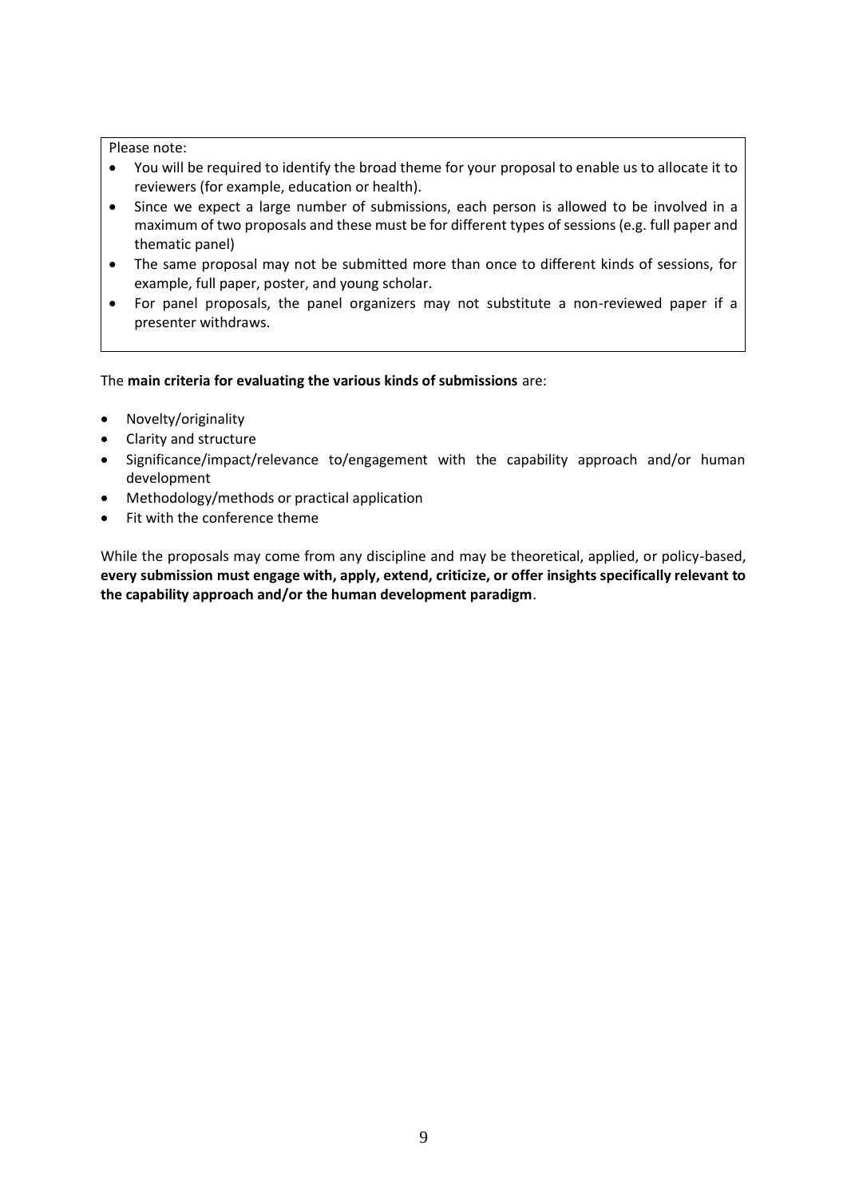Please note:

- You will be required to identify the broad theme for your proposal to enable us to allocate it to reviewers (for example, education or health).
- Since we expect a large number of submissions, each person is allowed to be involved in a maximum of two proposals and these must be for different types of sessions (e.g. full paper and thematic panel)
- The same proposal may not be submitted more than once to different kinds of sessions, for example, full paper, poster, and young scholar.
- For panel proposals, the panel organizers may not substitute a non-reviewed paper if a presenter withdraws.

The **main criteria for evaluating the various kinds of submissions** are:

- Novelty/originality
- Clarity and structure
- Significance/impact/relevance to/engagement with the capability approach and/or human development
- Methodology/methods or practical application
- Fit with the conference theme

While the proposals may come from any discipline and may be theoretical, applied, or policy-based, **every submission must engage with, apply, extend, criticize, or offer insights specifically relevant to the capability approach and/or the human development paradigm**.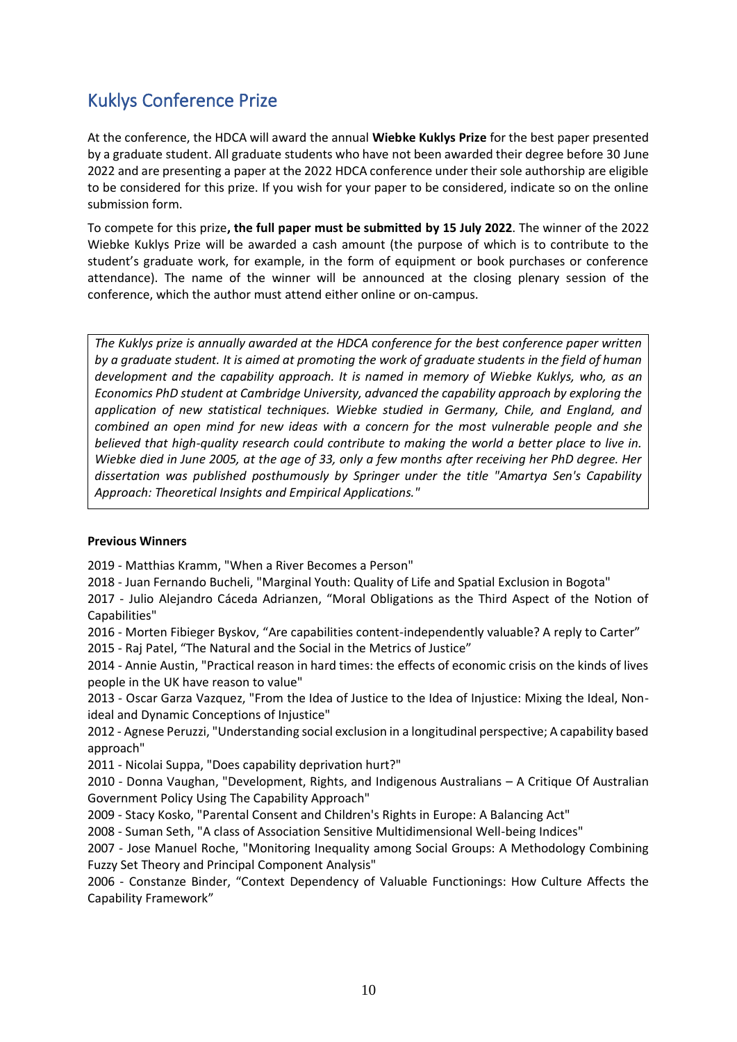## Kuklys Conference Prize

At the conference, the HDCA will award the annual **Wiebke Kuklys Prize** for the best paper presented by a graduate student. All graduate students who have not been awarded their degree before 30 June 2022 and are presenting a paper at the 2022 HDCA conference under their sole authorship are eligible to be considered for this prize. If you wish for your paper to be considered, indicate so on the online submission form.

To compete for this prize**, the full paper must be submitted by 15 July 2022**. The winner of the 2022 Wiebke Kuklys Prize will be awarded a cash amount (the purpose of which is to contribute to the student's graduate work, for example, in the form of equipment or book purchases or conference attendance). The name of the winner will be announced at the closing plenary session of the conference, which the author must attend either online or on-campus.

*The Kuklys prize is annually awarded at the HDCA conference for the best conference paper written by a graduate student. It is aimed at promoting the work of graduate students in the field of human development and the capability approach. It is named in memory of Wiebke Kuklys, who, as an Economics PhD student at Cambridge University, advanced the capability approach by exploring the application of new statistical techniques. Wiebke studied in Germany, Chile, and England, and combined an open mind for new ideas with a concern for the most vulnerable people and she believed that high-quality research could contribute to making the world a better place to live in. Wiebke died in June 2005, at the age of 33, only a few months after receiving her PhD degree. Her dissertation was published posthumously by Springer under the title "Amartya Sen's Capability Approach: Theoretical Insights and Empirical Applications."*

**Previous Winners**

2019 - Matthias Kramm, "When a River Becomes a Person"
2018 - Juan Fernando Bucheli, "Marginal Youth: Quality of Life and Spatial Exclusion in Bogota"
2017 - Julio Alejandro Cáceda Adrianzen, "Moral Obligations as the Third Aspect of the Notion of Capabilities"
2016 - Morten Fibieger Byskov, "Are capabilities content-independently valuable? A reply to Carter"
2015 - Raj Patel, "The Natural and the Social in the Metrics of Justice"
2014 - Annie Austin, "Practical reason in hard times: the effects of economic crisis on the kinds of lives people in the UK have reason to value"
2013 - Oscar Garza Vazquez, "From the Idea of Justice to the Idea of Injustice: Mixing the Ideal, Non-ideal and Dynamic Conceptions of Injustice"
2012 - Agnese Peruzzi, "Understanding social exclusion in a longitudinal perspective; A capability based approach"
2011 - Nicolai Suppa, "Does capability deprivation hurt?"
2010 - Donna Vaughan, "Development, Rights, and Indigenous Australians – A Critique Of Australian Government Policy Using The Capability Approach"
2009 - Stacy Kosko, "Parental Consent and Children's Rights in Europe: A Balancing Act"
2008 - Suman Seth, "A class of Association Sensitive Multidimensional Well-being Indices"
2007 - Jose Manuel Roche, "Monitoring Inequality among Social Groups: A Methodology Combining Fuzzy Set Theory and Principal Component Analysis"
2006 - Constanze Binder, "Context Dependency of Valuable Functionings: How Culture Affects the Capability Framework"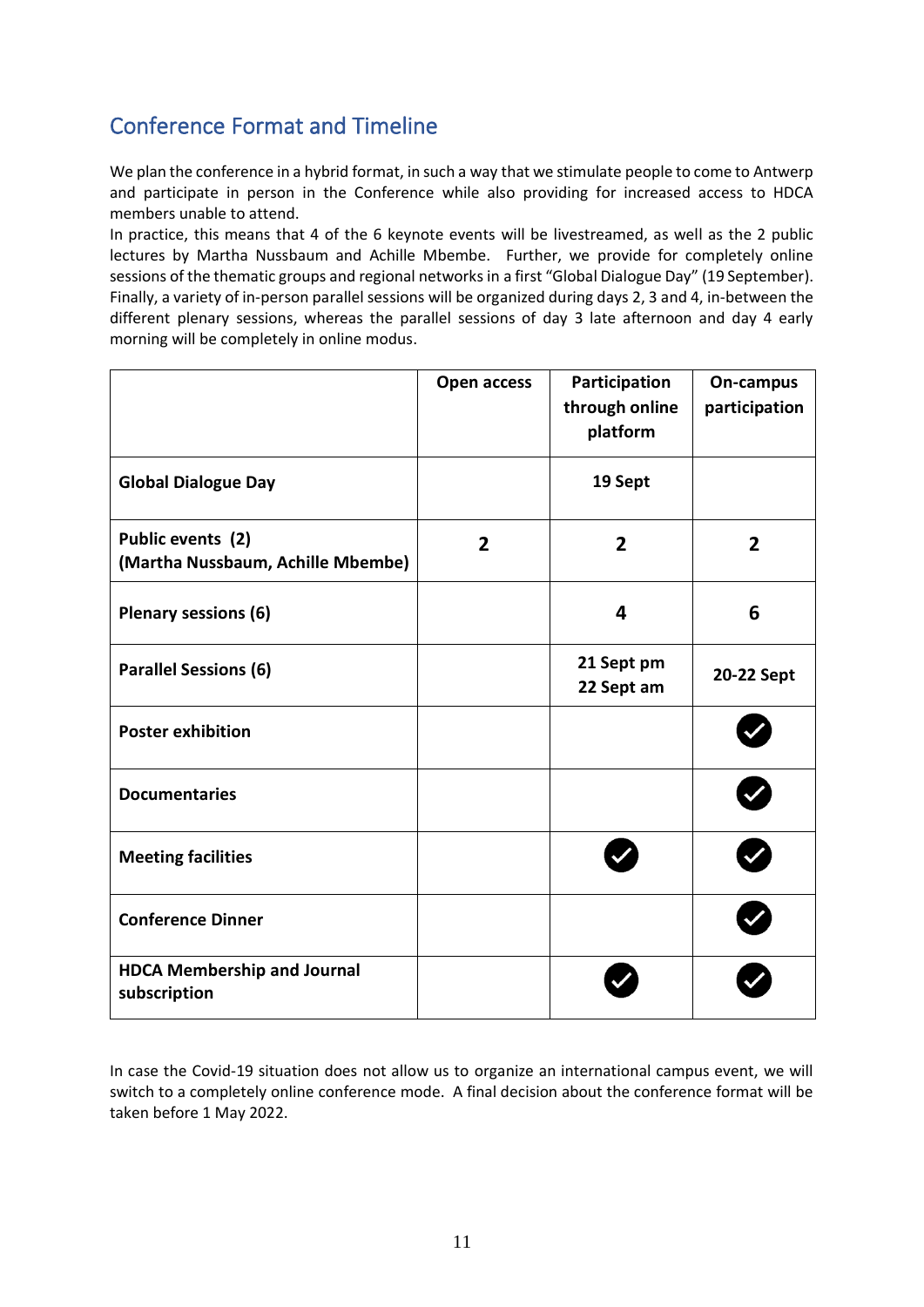## Conference Format and Timeline

We plan the conference in a hybrid format, in such a way that we stimulate people to come to Antwerp and participate in person in the Conference while also providing for increased access to HDCA members unable to attend.

In practice, this means that 4 of the 6 keynote events will be livestreamed, as well as the 2 public lectures by Martha Nussbaum and Achille Mbembe. Further, we provide for completely online sessions of the thematic groups and regional networks in a first "Global Dialogue Day" (19 September). Finally, a variety of in-person parallel sessions will be organized during days 2, 3 and 4, in-between the different plenary sessions, whereas the parallel sessions of day 3 late afternoon and day 4 early morning will be completely in online modus.

| | Open access | Participation through online platform | On-campus participation |
|---|---|---|---|
| **Global Dialogue Day** | | **19 Sept** | |
| **Public events (2) (Martha Nussbaum, Achille Mbembe)** | **2** | **2** | **2** |
| **Plenary sessions (6)** | | **4** | **6** |
| **Parallel Sessions (6)** | | **21 Sept pm 22 Sept am** | **20-22 Sept** |
| **Poster exhibition** | | | ✓ |
| **Documentaries** | | | ✓ |
| **Meeting facilities** | | ✓ | ✓ |
| **Conference Dinner** | | | ✓ |
| **HDCA Membership and Journal subscription** | | ✓ | ✓ |

In case the Covid-19 situation does not allow us to organize an international campus event, we will switch to a completely online conference mode. A final decision about the conference format will be taken before 1 May 2022.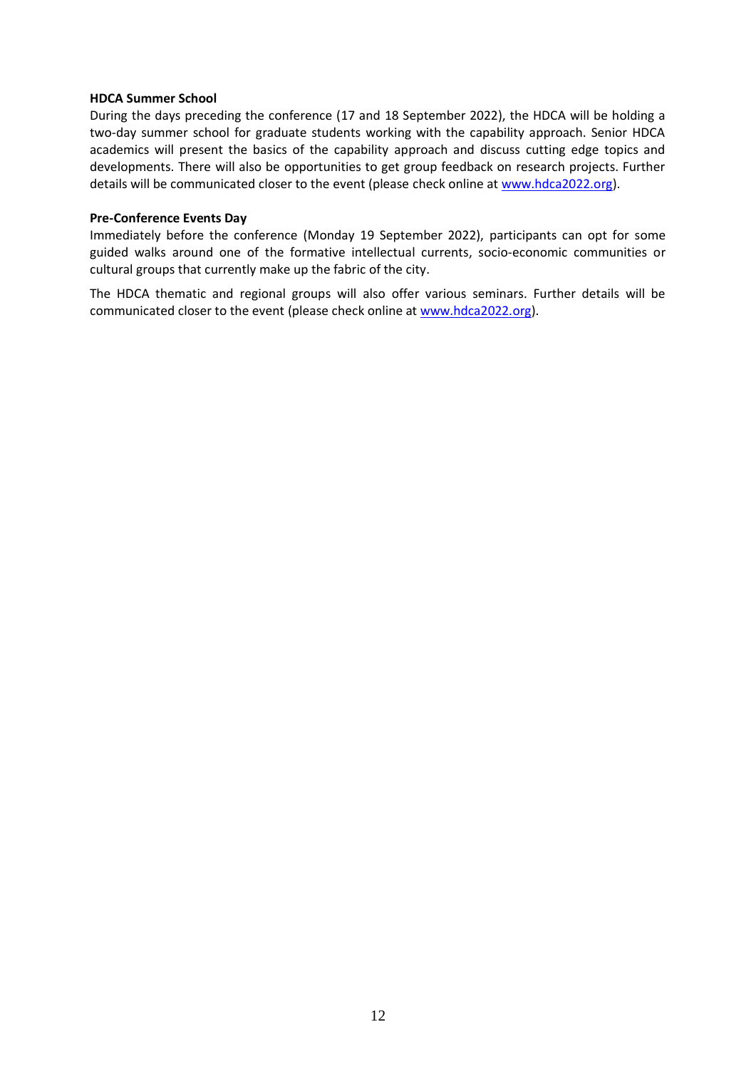**HDCA Summer School**

During the days preceding the conference (17 and 18 September 2022), the HDCA will be holding a two-day summer school for graduate students working with the capability approach. Senior HDCA academics will present the basics of the capability approach and discuss cutting edge topics and developments. There will also be opportunities to get group feedback on research projects. Further details will be communicated closer to the event (please check online at [www.hdca2022.org](www.hdca2022.org)).

**Pre-Conference Events Day**

Immediately before the conference (Monday 19 September 2022), participants can opt for some guided walks around one of the formative intellectual currents, socio-economic communities or cultural groups that currently make up the fabric of the city.

The HDCA thematic and regional groups will also offer various seminars. Further details will be communicated closer to the event (please check online at [www.hdca2022.org](www.hdca2022.org)).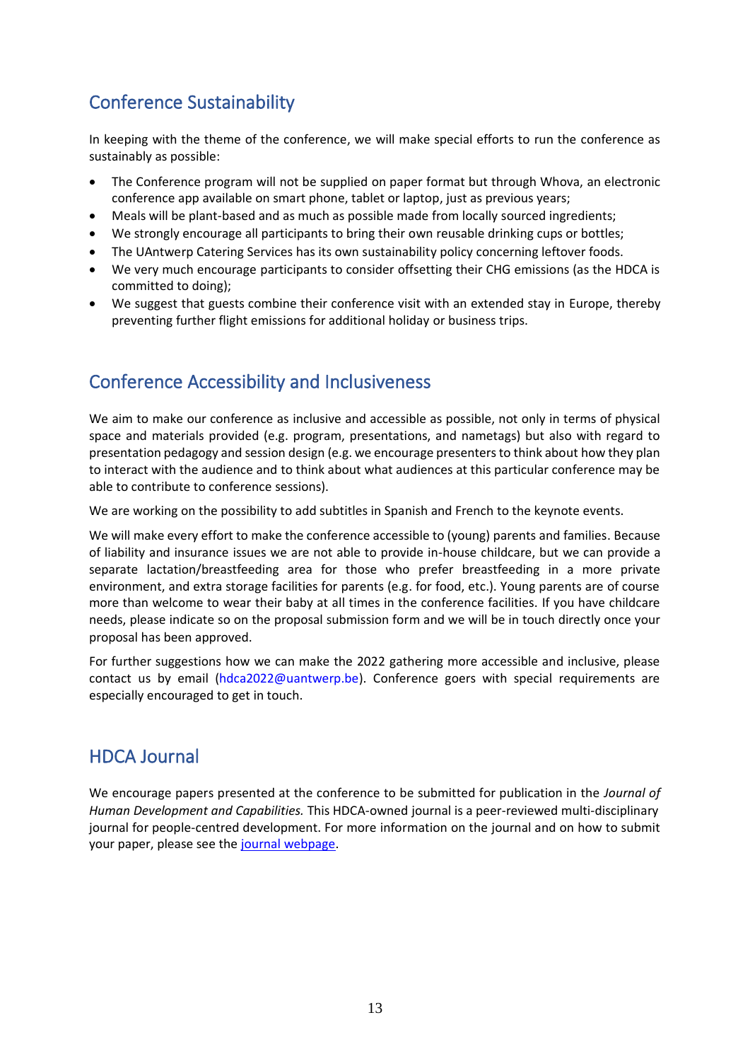## Conference Sustainability

In keeping with the theme of the conference, we will make special efforts to run the conference as sustainably as possible:

- The Conference program will not be supplied on paper format but through Whova, an electronic conference app available on smart phone, tablet or laptop, just as previous years;
- Meals will be plant-based and as much as possible made from locally sourced ingredients;
- We strongly encourage all participants to bring their own reusable drinking cups or bottles;
- The UAntwerp Catering Services has its own sustainability policy concerning leftover foods.
- We very much encourage participants to consider offsetting their CHG emissions (as the HDCA is committed to doing);
- We suggest that guests combine their conference visit with an extended stay in Europe, thereby preventing further flight emissions for additional holiday or business trips.

## Conference Accessibility and Inclusiveness

We aim to make our conference as inclusive and accessible as possible, not only in terms of physical space and materials provided (e.g. program, presentations, and nametags) but also with regard to presentation pedagogy and session design (e.g. we encourage presenters to think about how they plan to interact with the audience and to think about what audiences at this particular conference may be able to contribute to conference sessions).

We are working on the possibility to add subtitles in Spanish and French to the keynote events.

We will make every effort to make the conference accessible to (young) parents and families. Because of liability and insurance issues we are not able to provide in-house childcare, but we can provide a separate lactation/breastfeeding area for those who prefer breastfeeding in a more private environment, and extra storage facilities for parents (e.g. for food, etc.). Young parents are of course more than welcome to wear their baby at all times in the conference facilities. If you have childcare needs, please indicate so on the proposal submission form and we will be in touch directly once your proposal has been approved.

For further suggestions how we can make the 2022 gathering more accessible and inclusive, please contact us by email (hdca2022@uantwerp.be). Conference goers with special requirements are especially encouraged to get in touch.

## HDCA Journal

We encourage papers presented at the conference to be submitted for publication in the *Journal of Human Development and Capabilities.* This HDCA-owned journal is a peer-reviewed multi-disciplinary journal for people-centred development. For more information on the journal and on how to submit your paper, please see the journal webpage.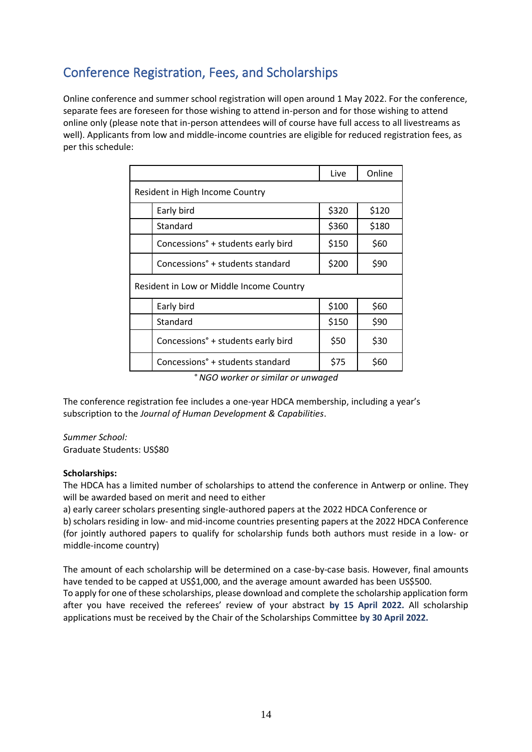## Conference Registration, Fees, and Scholarships

Online conference and summer school registration will open around 1 May 2022. For the conference, separate fees are foreseen for those wishing to attend in-person and for those wishing to attend online only (please note that in-person attendees will of course have full access to all livestreams as well). Applicants from low and middle-income countries are eligible for reduced registration fees, as per this schedule:

| | | Live | Online |
|---|---|---|---|
| Resident in High Income Country | | | |
| | Early bird | $320 | $120 |
| | Standard | $360 | $180 |
| | Concessions° + students early bird | $150 | $60 |
| | Concessions° + students standard | $200 | $90 |
| Resident in Low or Middle Income Country | | | |
| | Early bird | $100 | $60 |
| | Standard | $150 | $90 |
| | Concessions° + students early bird | $50 | $30 |
| | Concessions° + students standard | $75 | $60 |

*° NGO worker or similar or unwaged*

The conference registration fee includes a one-year HDCA membership, including a year's subscription to the *Journal of Human Development & Capabilities*.

*Summer School:*
Graduate Students: US$80

**Scholarships:**
The HDCA has a limited number of scholarships to attend the conference in Antwerp or online. They will be awarded based on merit and need to either
a) early career scholars presenting single-authored papers at the 2022 HDCA Conference or
b) scholars residing in low- and mid-income countries presenting papers at the 2022 HDCA Conference (for jointly authored papers to qualify for scholarship funds both authors must reside in a low- or middle-income country)

The amount of each scholarship will be determined on a case-by-case basis. However, final amounts have tended to be capped at US$1,000, and the average amount awarded has been US$500.
To apply for one of these scholarships, please download and complete the scholarship application form after you have received the referees' review of your abstract **by 15 April 2022.** All scholarship applications must be received by the Chair of the Scholarships Committee **by 30 April 2022.**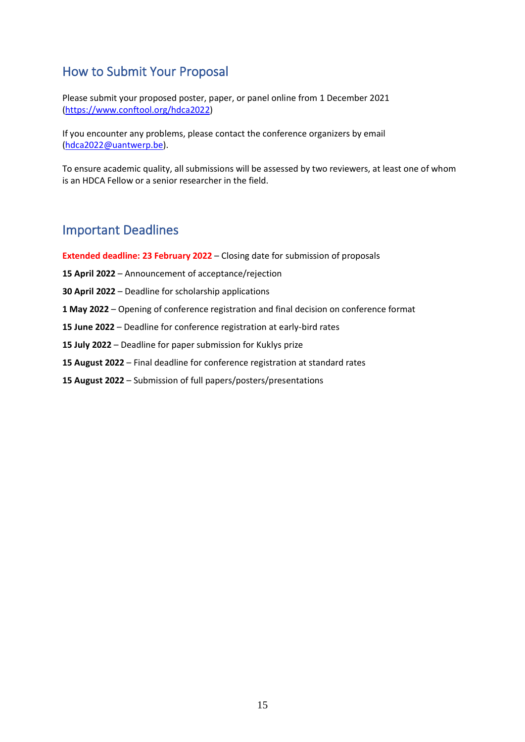## How to Submit Your Proposal

Please submit your proposed poster, paper, or panel online from 1 December 2021 (https://www.conftool.org/hdca2022)

If you encounter any problems, please contact the conference organizers by email (hdca2022@uantwerp.be).

To ensure academic quality, all submissions will be assessed by two reviewers, at least one of whom is an HDCA Fellow or a senior researcher in the field.

## Important Deadlines

**Extended deadline: 23 February 2022** – Closing date for submission of proposals

**15 April 2022** – Announcement of acceptance/rejection

**30 April 2022** – Deadline for scholarship applications

**1 May 2022** – Opening of conference registration and final decision on conference format

**15 June 2022** – Deadline for conference registration at early-bird rates

**15 July 2022** – Deadline for paper submission for Kuklys prize

**15 August 2022** – Final deadline for conference registration at standard rates

**15 August 2022** – Submission of full papers/posters/presentations